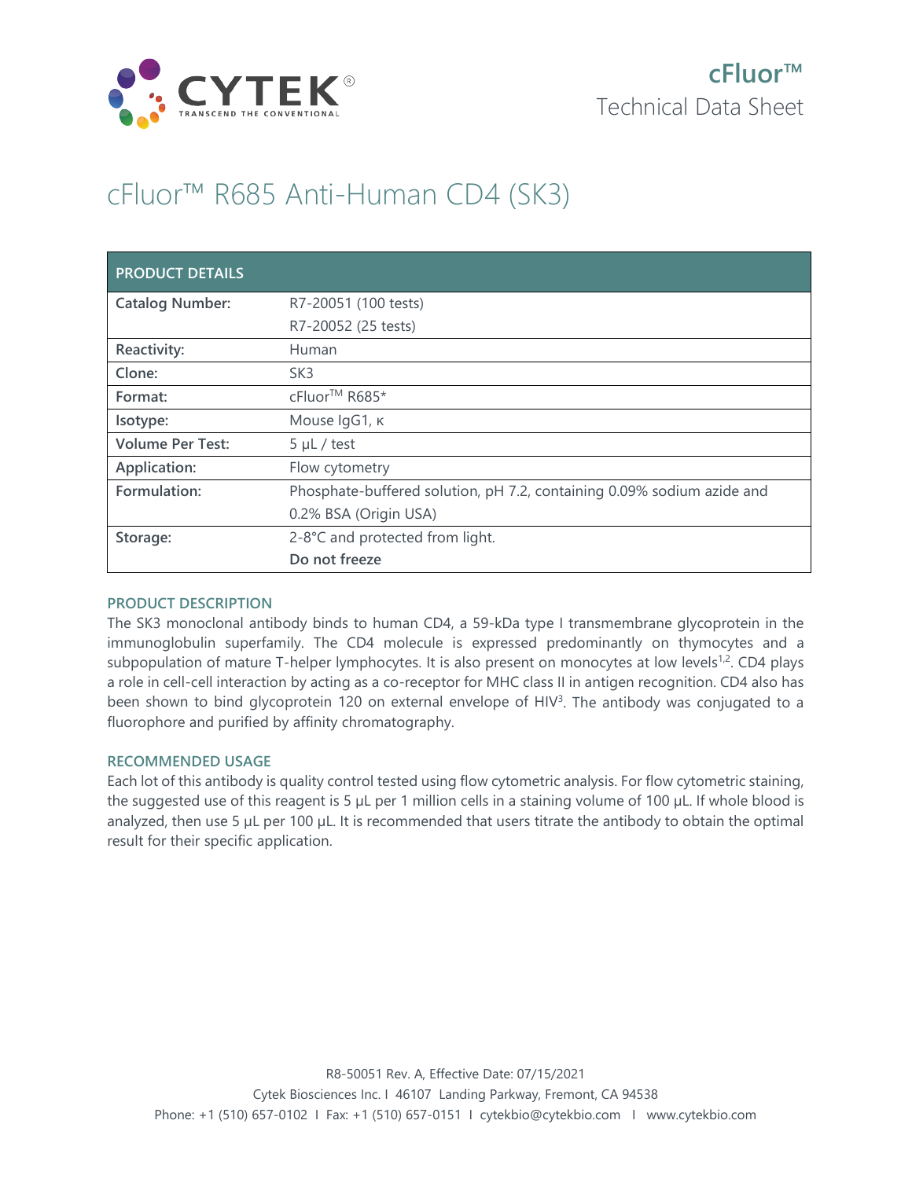# cFluor™ Technical Data Sheet

# cFluor™ R685 Anti-Human CD4 (SK3)

| PRODUCT DETAILS | |
|---|---|
| **Catalog Number:** | R7-20051 (100 tests)<br>R7-20052 (25 tests) |
| **Reactivity:** | Human |
| **Clone:** | SK3 |
| **Format:** | cFluor™ R685* |
| **Isotype:** | Mouse IgG1, κ |
| **Volume Per Test:** | 5 µL / test |
| **Application:** | Flow cytometry |
| **Formulation:** | Phosphate-buffered solution, pH 7.2, containing 0.09% sodium azide and 0.2% BSA (Origin USA) |
| **Storage:** | 2-8°C and protected from light.<br>**Do not freeze** |

## PRODUCT DESCRIPTION

The SK3 monoclonal antibody binds to human CD4, a 59-kDa type I transmembrane glycoprotein in the immunoglobulin superfamily. The CD4 molecule is expressed predominantly on thymocytes and a subpopulation of mature T-helper lymphocytes. It is also present on monocytes at low levels[1,2]. CD4 plays a role in cell-cell interaction by acting as a co-receptor for MHC class II in antigen recognition. CD4 also has been shown to bind glycoprotein 120 on external envelope of HIV[3]. The antibody was conjugated to a fluorophore and purified by affinity chromatography.

## RECOMMENDED USAGE

Each lot of this antibody is quality control tested using flow cytometric analysis. For flow cytometric staining, the suggested use of this reagent is 5 µL per 1 million cells in a staining volume of 100 µL. If whole blood is analyzed, then use 5 µL per 100 µL. It is recommended that users titrate the antibody to obtain the optimal result for their specific application.

R8-50051 Rev. A, Effective Date: 07/15/2021

Cytek Biosciences Inc. I 46107 Landing Parkway, Fremont, CA 94538

Phone: +1 (510) 657-0102 I Fax: +1 (510) 657-0151 I cytekbio@cytekbio.com I www.cytekbio.com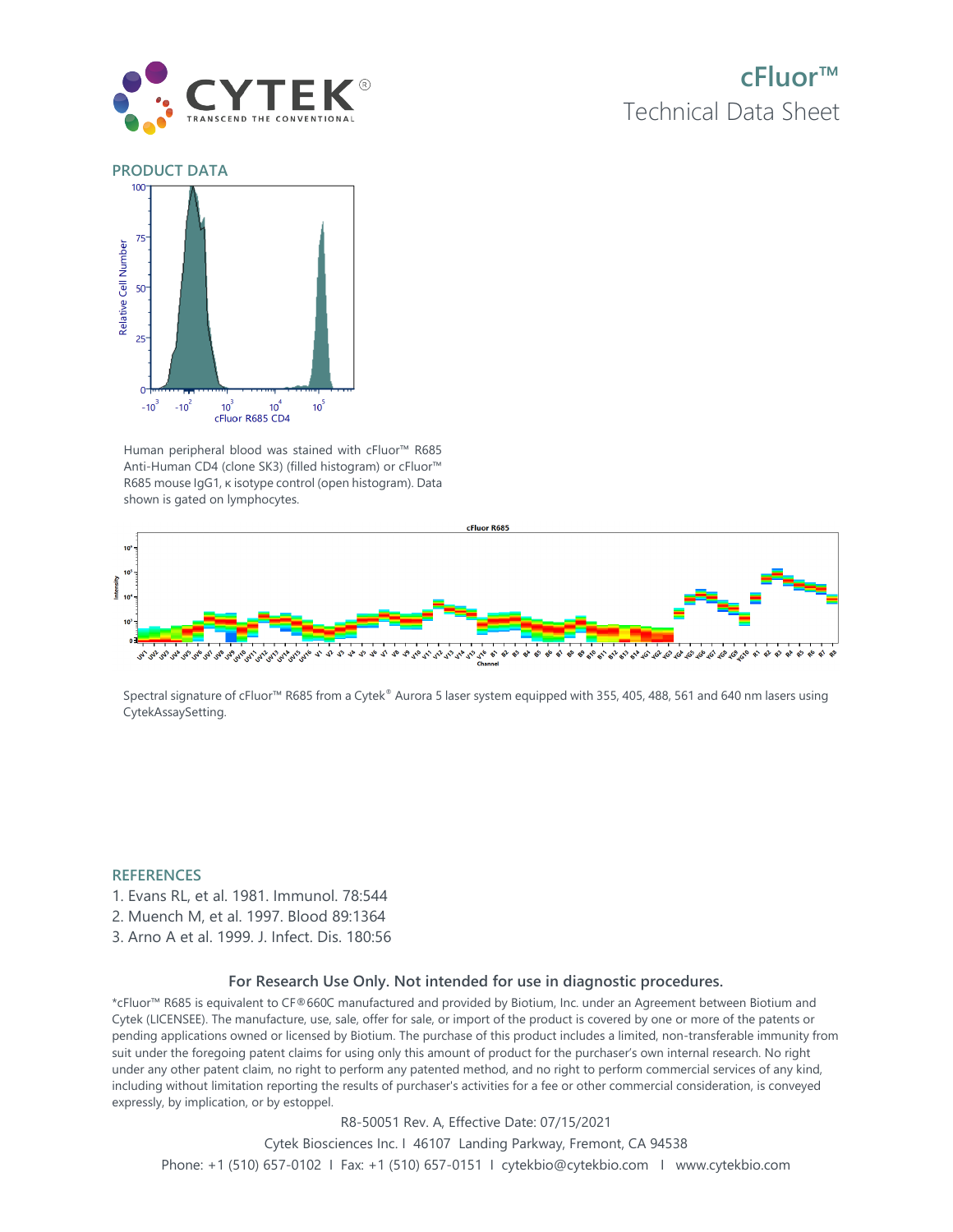## PRODUCT DATA

100
75
50
25
0
Relative Cell Number
$-10^3$ $-10^2$ $10^3$ $10^4$ $10^5$
cFluor R685 CD4

Human peripheral blood was stained with cFluor™ R685 Anti-Human CD4 (clone SK3) (filled histogram) or cFluor™ R685 mouse IgG1, κ isotype control (open histogram). Data shown is gated on lymphocytes.

cFluor R685

Intensity

Channel

Spectral signature of cFluor™ R685 from a Cytek® Aurora 5 laser system equipped with 355, 405, 488, 561 and 640 nm lasers using CytekAssaySetting.

## REFERENCES

1. Evans RL, et al. 1981. Immunol. 78:544
2. Muench M, et al. 1997. Blood 89:1364
3. Arno A et al. 1999. J. Infect. Dis. 180:56

**For Research Use Only. Not intended for use in diagnostic procedures.**

*cFluor™ R685 is equivalent to CF®660C manufactured and provided by Biotium, Inc. under an Agreement between Biotium and Cytek (LICENSEE). The manufacture, use, sale, offer for sale, or import of the product is covered by one or more of the patents or pending applications owned or licensed by Biotium. The purchase of this product includes a limited, non-transferable immunity from suit under the foregoing patent claims for using only this amount of product for the purchaser's own internal research. No right under any other patent claim, no right to perform any patented method, and no right to perform commercial services of any kind, including without limitation reporting the results of purchaser's activities for a fee or other commercial consideration, is conveyed expressly, by implication, or by estoppel.

R8-50051 Rev. A, Effective Date: 07/15/2021

Cytek Biosciences Inc. I 46107 Landing Parkway, Fremont, CA 94538

Phone: +1 (510) 657-0102 I Fax: +1 (510) 657-0151 I cytekbio@cytekbio.com I www.cytekbio.com